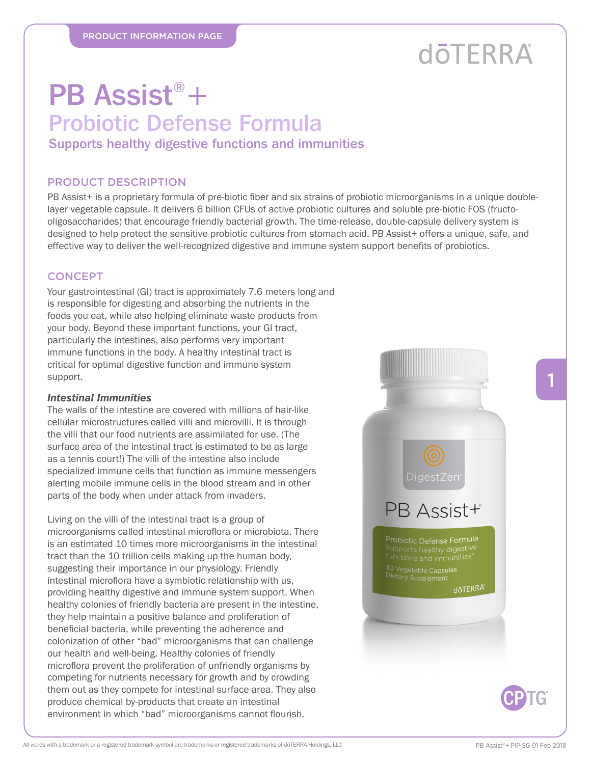PRODUCT INFORMATION PAGE

# PB Assist® +

## Probiotic Defense Formula

### Supports healthy digestive functions and immunities

## PRODUCT DESCRIPTION

PB Assist+ is a proprietary formula of pre-biotic fiber and six strains of probiotic microorganisms in a unique double-layer vegetable capsule. It delivers 6 billion CFUs of active probiotic cultures and soluble pre-biotic FOS (fructo-oligosaccharides) that encourage friendly bacterial growth. The time-release, double-capsule delivery system is designed to help protect the sensitive probiotic cultures from stomach acid. PB Assist+ offers a unique, safe, and effective way to deliver the well-recognized digestive and immune system support benefits of probiotics.

## CONCEPT

Your gastrointestinal (GI) tract is approximately 7.6 meters long and is responsible for digesting and absorbing the nutrients in the foods you eat, while also helping eliminate waste products from your body. Beyond these important functions, your GI tract, particularly the intestines, also performs very important immune functions in the body. A healthy intestinal tract is critical for optimal digestive function and immune system support.

***Intestinal Immunities***

The walls of the intestine are covered with millions of hair-like cellular microstructures called villi and microvilli. It is through the villi that our food nutrients are assimilated for use. (The surface area of the intestinal tract is estimated to be as large as a tennis court!) The villi of the intestine also include specialized immune cells that function as immune messengers alerting mobile immune cells in the blood stream and in other parts of the body when under attack from invaders.

Living on the villi of the intestinal tract is a group of microorganisms called intestinal microflora or microbiota. There is an estimated 10 times more microorganisms in the intestinal tract than the 10 trillion cells making up the human body, suggesting their importance in our physiology. Friendly intestinal microflora have a symbiotic relationship with us, providing healthy digestive and immune system support. When healthy colonies of friendly bacteria are present in the intestine, they help maintain a positive balance and proliferation of beneficial bacteria, while preventing the adherence and colonization of other "bad" microorganisms that can challenge our health and well-being. Healthy colonies of friendly microflora prevent the proliferation of unfriendly organisms by competing for nutrients necessary for growth and by crowding them out as they compete for intestinal surface area. They also produce chemical by-products that create an intestinal environment in which "bad" microorganisms cannot flourish.

All words with a trademark or a registered trademark symbol are trademarks or registered trademarks of dōTERRA Holdings, LLC

PB Assist®+ PIP SG 01 Feb 2018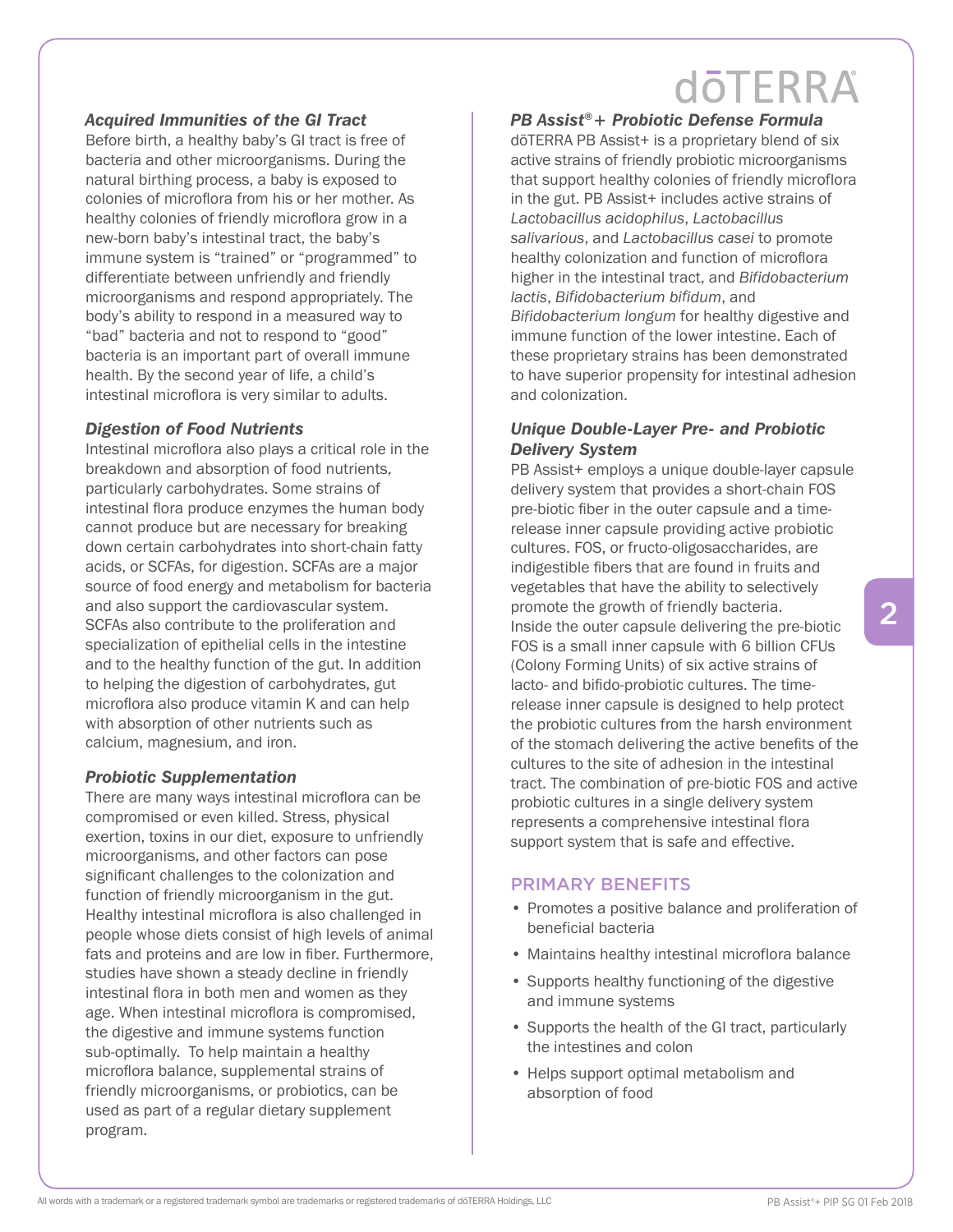### *Acquired Immunities of the GI Tract*

Before birth, a healthy baby's GI tract is free of bacteria and other microorganisms. During the natural birthing process, a baby is exposed to colonies of microflora from his or her mother. As healthy colonies of friendly microflora grow in a new-born baby's intestinal tract, the baby's immune system is "trained" or "programmed" to differentiate between unfriendly and friendly microorganisms and respond appropriately. The body's ability to respond in a measured way to "bad" bacteria and not to respond to "good" bacteria is an important part of overall immune health. By the second year of life, a child's intestinal microflora is very similar to adults.

### *Digestion of Food Nutrients*

Intestinal microflora also plays a critical role in the breakdown and absorption of food nutrients, particularly carbohydrates. Some strains of intestinal flora produce enzymes the human body cannot produce but are necessary for breaking down certain carbohydrates into short-chain fatty acids, or SCFAs, for digestion. SCFAs are a major source of food energy and metabolism for bacteria and also support the cardiovascular system. SCFAs also contribute to the proliferation and specialization of epithelial cells in the intestine and to the healthy function of the gut. In addition to helping the digestion of carbohydrates, gut microflora also produce vitamin K and can help with absorption of other nutrients such as calcium, magnesium, and iron.

### *Probiotic Supplementation*

There are many ways intestinal microflora can be compromised or even killed. Stress, physical exertion, toxins in our diet, exposure to unfriendly microorganisms, and other factors can pose significant challenges to the colonization and function of friendly microorganism in the gut. Healthy intestinal microflora is also challenged in people whose diets consist of high levels of animal fats and proteins and are low in fiber. Furthermore, studies have shown a steady decline in friendly intestinal flora in both men and women as they age. When intestinal microflora is compromised, the digestive and immune systems function sub-optimally. To help maintain a healthy microflora balance, supplemental strains of friendly microorganisms, or probiotics, can be used as part of a regular dietary supplement program.

### *PB Assist® + Probiotic Defense Formula*

dōTERRA PB Assist+ is a proprietary blend of six active strains of friendly probiotic microorganisms that support healthy colonies of friendly microflora in the gut. PB Assist+ includes active strains of *Lactobacillus acidophilus*, *Lactobacillus salivarious*, and *Lactobacillus casei* to promote healthy colonization and function of microflora higher in the intestinal tract, and *Bifidobacterium lactis*, *Bifidobacterium bifidum*, and *Bifidobacterium longum* for healthy digestive and immune function of the lower intestine. Each of these proprietary strains has been demonstrated to have superior propensity for intestinal adhesion and colonization.

### *Unique Double-Layer Pre- and Probiotic Delivery System*

PB Assist+ employs a unique double-layer capsule delivery system that provides a short-chain FOS pre-biotic fiber in the outer capsule and a time-release inner capsule providing active probiotic cultures. FOS, or fructo-oligosaccharides, are indigestible fibers that are found in fruits and vegetables that have the ability to selectively promote the growth of friendly bacteria.
Inside the outer capsule delivering the pre-biotic FOS is a small inner capsule with 6 billion CFUs (Colony Forming Units) of six active strains of lacto- and bifido-probiotic cultures. The time-release inner capsule is designed to help protect the probiotic cultures from the harsh environment of the stomach delivering the active benefits of the cultures to the site of adhesion in the intestinal tract. The combination of pre-biotic FOS and active probiotic cultures in a single delivery system represents a comprehensive intestinal flora support system that is safe and effective.

## PRIMARY BENEFITS

- Promotes a positive balance and proliferation of beneficial bacteria
- Maintains healthy intestinal microflora balance
- Supports healthy functioning of the digestive and immune systems
- Supports the health of the GI tract, particularly the intestines and colon
- Helps support optimal metabolism and absorption of food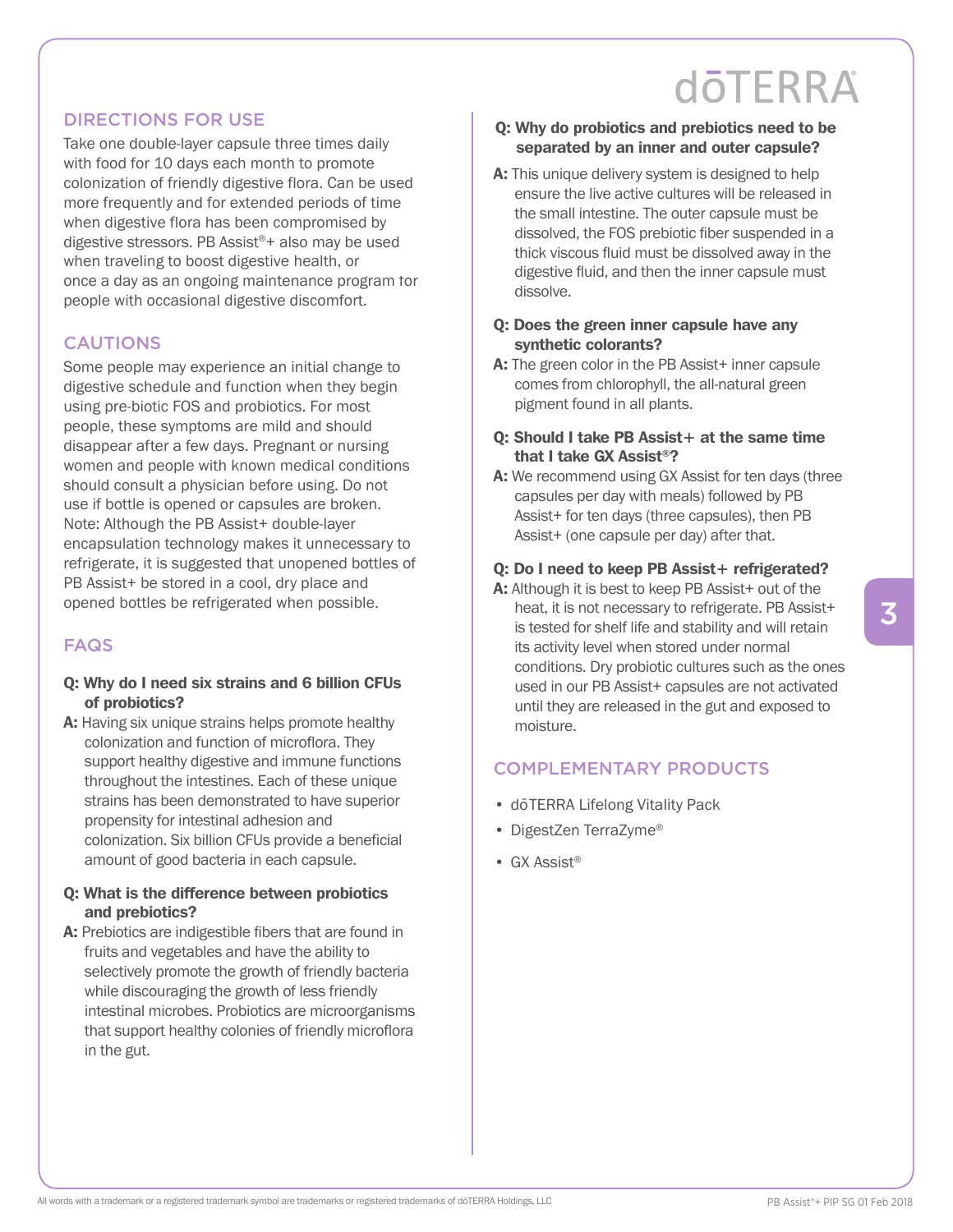## DIRECTIONS FOR USE

Take one double-layer capsule three times daily with food for 10 days each month to promote colonization of friendly digestive flora. Can be used more frequently and for extended periods of time when digestive flora has been compromised by digestive stressors. PB Assist®+ also may be used when traveling to boost digestive health, or once a day as an ongoing maintenance program for people with occasional digestive discomfort.

## CAUTIONS

Some people may experience an initial change to digestive schedule and function when they begin using pre-biotic FOS and probiotics. For most people, these symptoms are mild and should disappear after a few days. Pregnant or nursing women and people with known medical conditions should consult a physician before using. Do not use if bottle is opened or capsules are broken. Note: Although the PB Assist+ double-layer encapsulation technology makes it unnecessary to refrigerate, it is suggested that unopened bottles of PB Assist+ be stored in a cool, dry place and opened bottles be refrigerated when possible.

## FAQS

**Q: Why do I need six strains and 6 billion CFUs of probiotics?**

**A:** Having six unique strains helps promote healthy colonization and function of microflora. They support healthy digestive and immune functions throughout the intestines. Each of these unique strains has been demonstrated to have superior propensity for intestinal adhesion and colonization. Six billion CFUs provide a beneficial amount of good bacteria in each capsule.

**Q: What is the difference between probiotics and prebiotics?**

**A:** Prebiotics are indigestible fibers that are found in fruits and vegetables and have the ability to selectively promote the growth of friendly bacteria while discouraging the growth of less friendly intestinal microbes. Probiotics are microorganisms that support healthy colonies of friendly microflora in the gut.

**Q: Why do probiotics and prebiotics need to be separated by an inner and outer capsule?**

**A:** This unique delivery system is designed to help ensure the live active cultures will be released in the small intestine. The outer capsule must be dissolved, the FOS prebiotic fiber suspended in a thick viscous fluid must be dissolved away in the digestive fluid, and then the inner capsule must dissolve.

**Q: Does the green inner capsule have any synthetic colorants?**

**A:** The green color in the PB Assist+ inner capsule comes from chlorophyll, the all-natural green pigment found in all plants.

**Q: Should I take PB Assist+ at the same time that I take GX Assist®?**

**A:** We recommend using GX Assist for ten days (three capsules per day with meals) followed by PB Assist+ for ten days (three capsules), then PB Assist+ (one capsule per day) after that.

**Q: Do I need to keep PB Assist+ refrigerated?**

**A:** Although it is best to keep PB Assist+ out of the heat, it is not necessary to refrigerate. PB Assist+ is tested for shelf life and stability and will retain its activity level when stored under normal conditions. Dry probiotic cultures such as the ones used in our PB Assist+ capsules are not activated until they are released in the gut and exposed to moisture.

## COMPLEMENTARY PRODUCTS

- dōTERRA Lifelong Vitality Pack
- DigestZen TerraZyme®
- GX Assist®

All words with a trademark or a registered trademark symbol are trademarks or registered trademarks of dōTERRA Holdings, LLC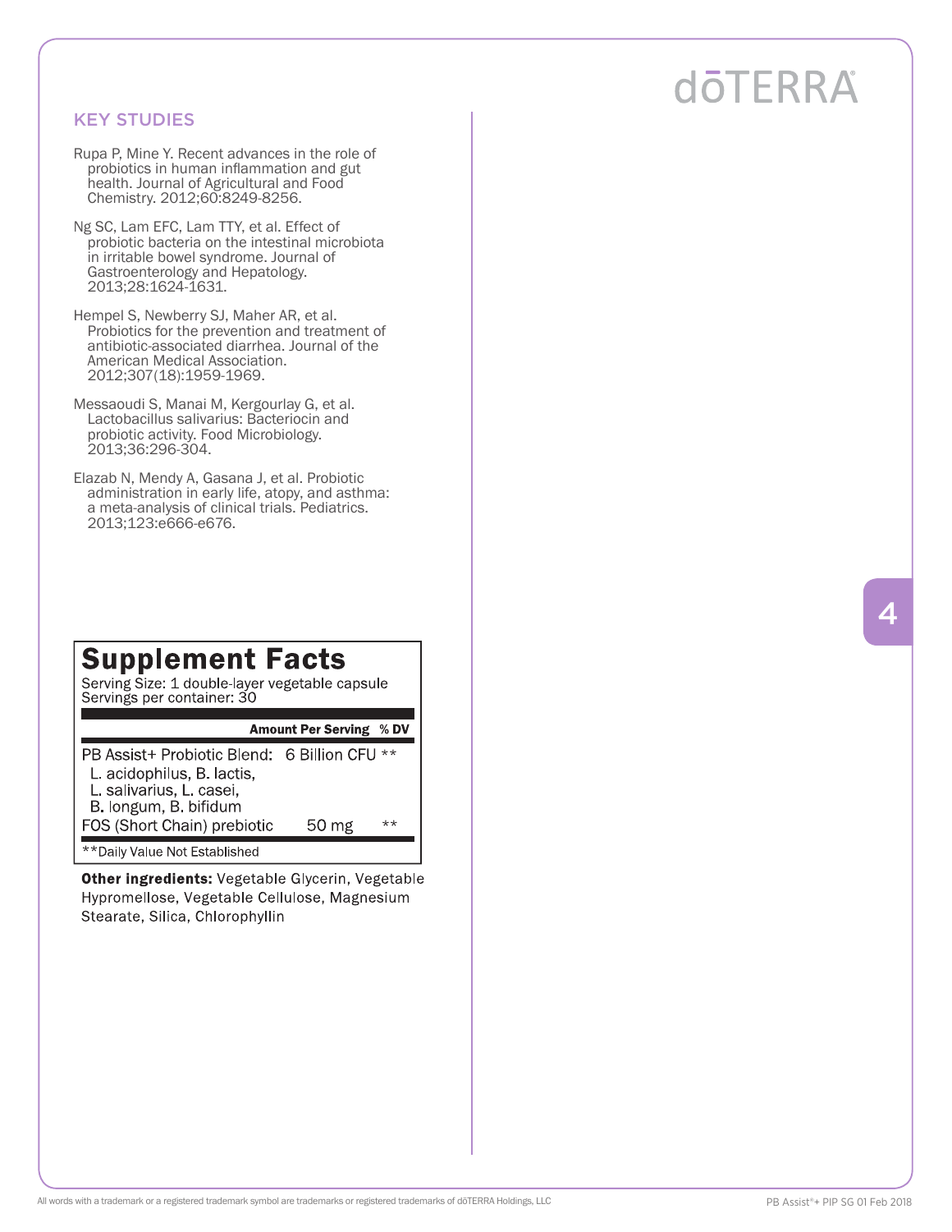## KEY STUDIES

Rupa P, Mine Y. Recent advances in the role of probiotics in human inflammation and gut health. Journal of Agricultural and Food Chemistry. 2012;60:8249-8256.

Ng SC, Lam EFC, Lam TTY, et al. Effect of probiotic bacteria on the intestinal microbiota in irritable bowel syndrome. Journal of Gastroenterology and Hepatology. 2013;28:1624-1631.

Hempel S, Newberry SJ, Maher AR, et al. Probiotics for the prevention and treatment of antibiotic-associated diarrhea. Journal of the American Medical Association. 2012;307(18):1959-1969.

Messaoudi S, Manai M, Kergourlay G, et al. Lactobacillus salivarius: Bacteriocin and probiotic activity. Food Microbiology. 2013;36:296-304.

Elazab N, Mendy A, Gasana J, et al. Probiotic administration in early life, atopy, and asthma: a meta-analysis of clinical trials. Pediatrics. 2013;123:e666-e676.

## Supplement Facts

Serving Size: 1 double-layer vegetable capsule
Servings per container: 30

| | Amount Per Serving | % DV |
|---|---|---|
| PB Assist+ Probiotic Blend: L. acidophilus, B. lactis, L. salivarius, L. casei, B. longum, B. bifidum | 6 Billion CFU | ** |
| FOS (Short Chain) prebiotic | 50 mg | ** |

**Daily Value Not Established

**Other ingredients:** Vegetable Glycerin, Vegetable Hypromellose, Vegetable Cellulose, Magnesium Stearate, Silica, Chlorophyllin

All words with a trademark or a registered trademark symbol are trademarks or registered trademarks of dōTERRA Holdings, LLC